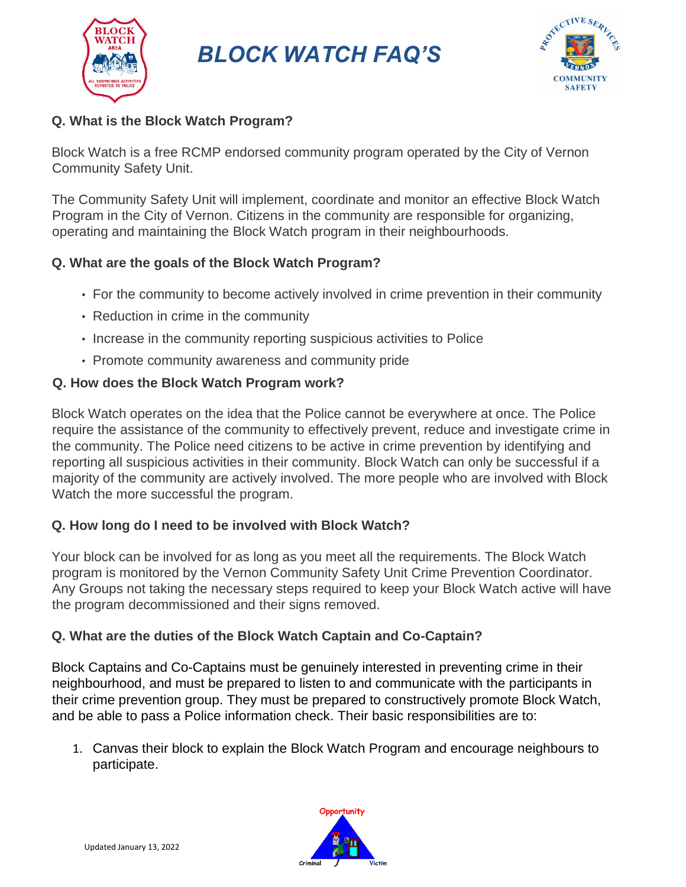# BLOCK WATCH FAQ'S

### Q. What is the Block Watch Program?

Block Watch is a free RCMP endorsed community program operated by the City of Vernon Community Safety Unit.

The Community Safety Unit will implement, coordinate and monitor an effective Block Watch Program in the City of Vernon. Citizens in the community are responsible for organizing, operating and maintaining the Block Watch program in their neighbourhoods.

### Q. What are the goals of the Block Watch Program?

- For the community to become actively involved in crime prevention in their community
- Reduction in crime in the community
- Increase in the community reporting suspicious activities to Police
- Promote community awareness and community pride

### Q. How does the Block Watch Program work?

Block Watch operates on the idea that the Police cannot be everywhere at once. The Police require the assistance of the community to effectively prevent, reduce and investigate crime in the community. The Police need citizens to be active in crime prevention by identifying and reporting all suspicious activities in their community. Block Watch can only be successful if a majority of the community are actively involved. The more people who are involved with Block Watch the more successful the program.

### Q. How long do I need to be involved with Block Watch?

Your block can be involved for as long as you meet all the requirements. The Block Watch program is monitored by the Vernon Community Safety Unit Crime Prevention Coordinator. Any Groups not taking the necessary steps required to keep your Block Watch active will have the program decommissioned and their signs removed.

### Q. What are the duties of the Block Watch Captain and Co-Captain?

Block Captains and Co-Captains must be genuinely interested in preventing crime in their neighbourhood, and must be prepared to listen to and communicate with the participants in their crime prevention group. They must be prepared to constructively promote Block Watch, and be able to pass a Police information check. Their basic responsibilities are to:

1. Canvas their block to explain the Block Watch Program and encourage neighbours to participate.

Updated January 13, 2022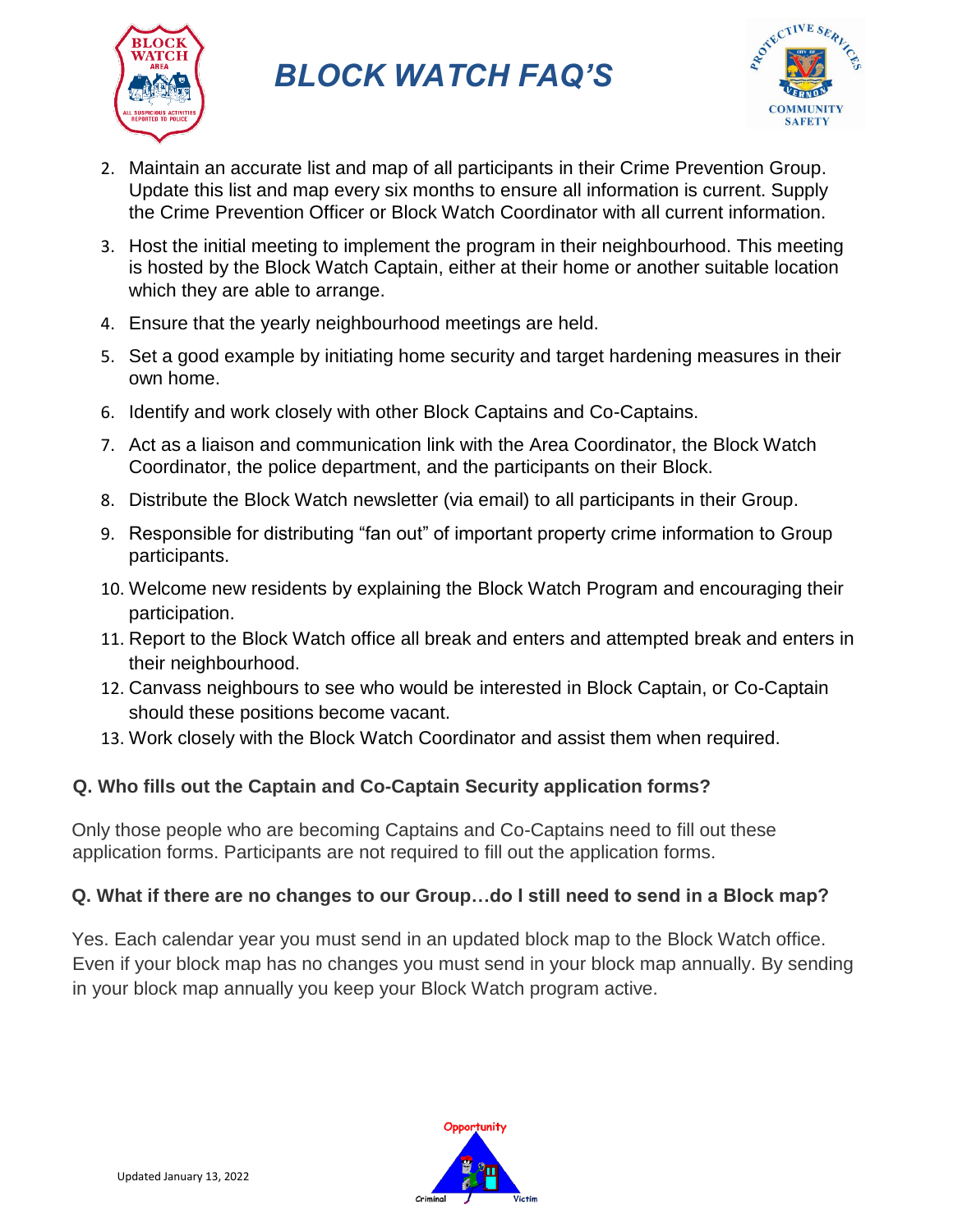2. Maintain an accurate list and map of all participants in their Crime Prevention Group. Update this list and map every six months to ensure all information is current. Supply the Crime Prevention Officer or Block Watch Coordinator with all current information.
3. Host the initial meeting to implement the program in their neighbourhood. This meeting is hosted by the Block Watch Captain, either at their home or another suitable location which they are able to arrange.
4. Ensure that the yearly neighbourhood meetings are held.
5. Set a good example by initiating home security and target hardening measures in their own home.
6. Identify and work closely with other Block Captains and Co-Captains.
7. Act as a liaison and communication link with the Area Coordinator, the Block Watch Coordinator, the police department, and the participants on their Block.
8. Distribute the Block Watch newsletter (via email) to all participants in their Group.
9. Responsible for distributing "fan out" of important property crime information to Group participants.
10. Welcome new residents by explaining the Block Watch Program and encouraging their participation.
11. Report to the Block Watch office all break and enters and attempted break and enters in their neighbourhood.
12. Canvass neighbours to see who would be interested in Block Captain, or Co-Captain should these positions become vacant.
13. Work closely with the Block Watch Coordinator and assist them when required.

### Q. Who fills out the Captain and Co-Captain Security application forms?

Only those people who are becoming Captains and Co-Captains need to fill out these application forms. Participants are not required to fill out the application forms.

### Q. What if there are no changes to our Group…do I still need to send in a Block map?

Yes. Each calendar year you must send in an updated block map to the Block Watch office. Even if your block map has no changes you must send in your block map annually. By sending in your block map annually you keep your Block Watch program active.

Updated January 13, 2022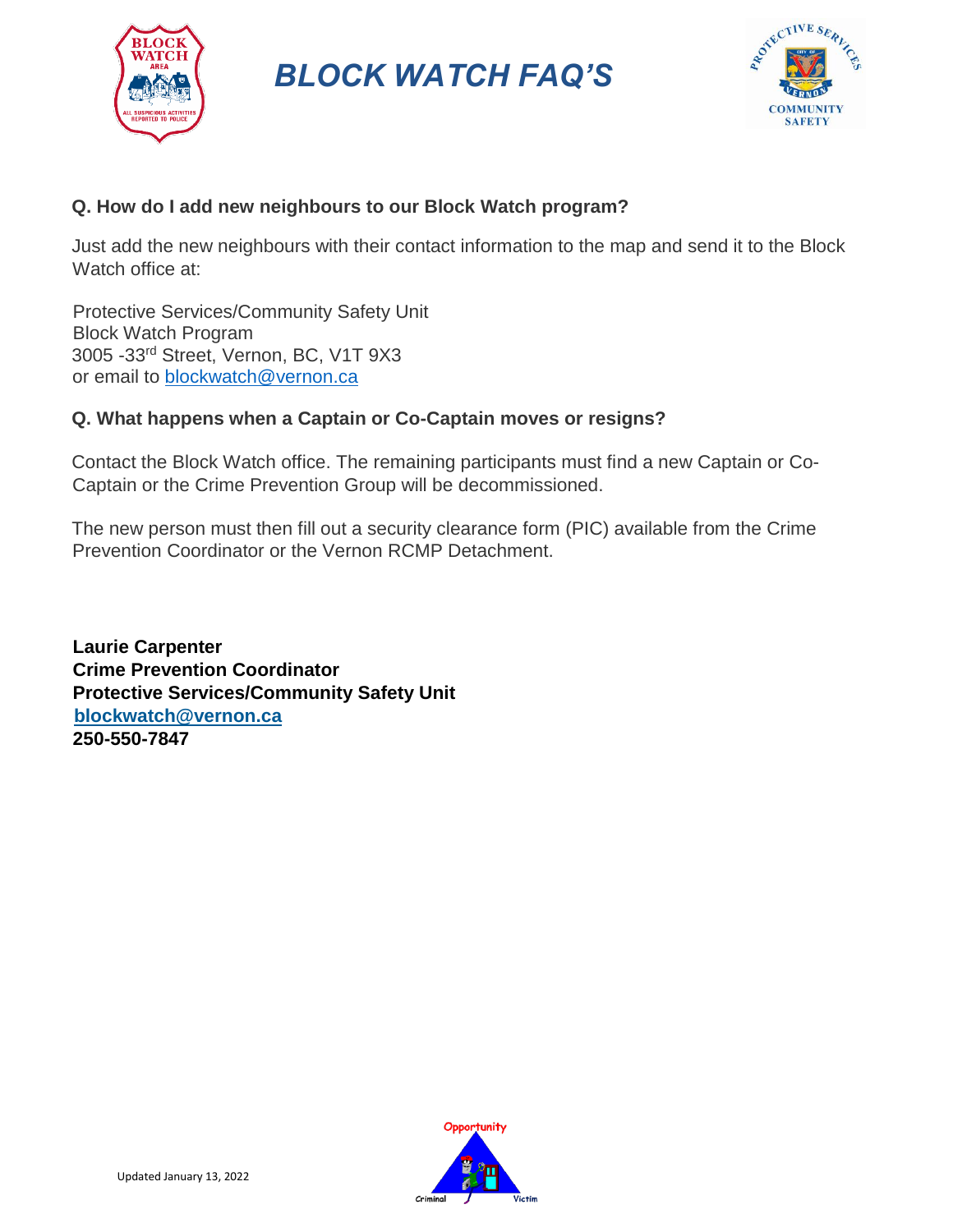# BLOCK WATCH FAQ'S

**Q. How do I add new neighbours to our Block Watch program?**

Just add the new neighbours with their contact information to the map and send it to the Block Watch office at:

Protective Services/Community Safety Unit
Block Watch Program
3005 -33rd Street, Vernon, BC, V1T 9X3
or email to blockwatch@vernon.ca

**Q. What happens when a Captain or Co-Captain moves or resigns?**

Contact the Block Watch office. The remaining participants must find a new Captain or Co-Captain or the Crime Prevention Group will be decommissioned.

The new person must then fill out a security clearance form (PIC) available from the Crime Prevention Coordinator or the Vernon RCMP Detachment.

**Laurie Carpenter**
**Crime Prevention Coordinator**
**Protective Services/Community Safety Unit**
**blockwatch@vernon.ca**
**250-550-7847**

Updated January 13, 2022